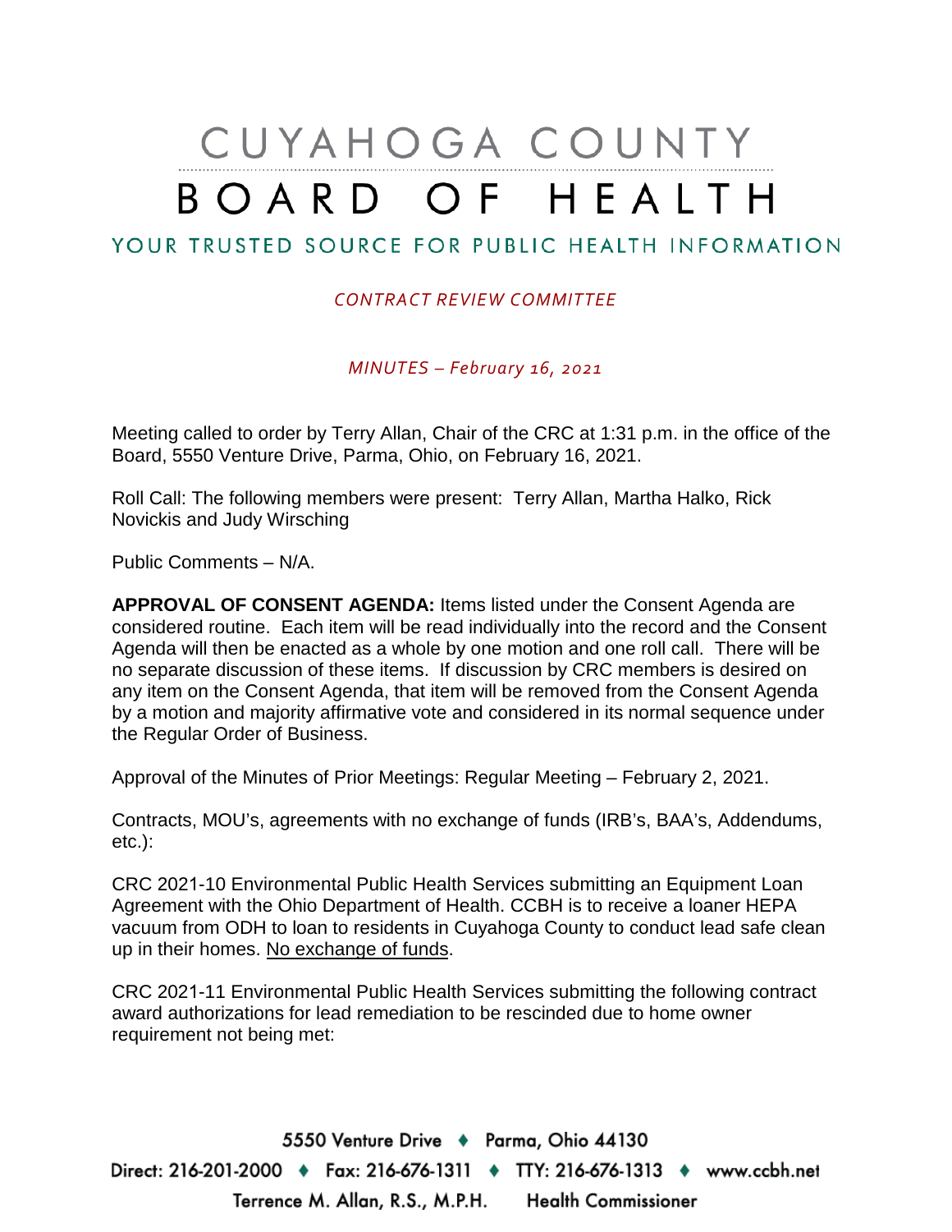# CUYAHOGA COUNTY
# BOARD OF HEALTH

YOUR TRUSTED SOURCE FOR PUBLIC HEALTH INFORMATION

*CONTRACT REVIEW COMMITTEE*

*MINUTES – February 16, 2021*

Meeting called to order by Terry Allan, Chair of the CRC at 1:31 p.m. in the office of the Board, 5550 Venture Drive, Parma, Ohio, on February 16, 2021.

Roll Call: The following members were present: Terry Allan, Martha Halko, Rick Novickis and Judy Wirsching

Public Comments – N/A.

**APPROVAL OF CONSENT AGENDA:** Items listed under the Consent Agenda are considered routine. Each item will be read individually into the record and the Consent Agenda will then be enacted as a whole by one motion and one roll call. There will be no separate discussion of these items. If discussion by CRC members is desired on any item on the Consent Agenda, that item will be removed from the Consent Agenda by a motion and majority affirmative vote and considered in its normal sequence under the Regular Order of Business.

Approval of the Minutes of Prior Meetings: Regular Meeting – February 2, 2021.

Contracts, MOU's, agreements with no exchange of funds (IRB's, BAA's, Addendums, etc.):

CRC 2021-10 Environmental Public Health Services submitting an Equipment Loan Agreement with the Ohio Department of Health. CCBH is to receive a loaner HEPA vacuum from ODH to loan to residents in Cuyahoga County to conduct lead safe clean up in their homes. No exchange of funds.

CRC 2021-11 Environmental Public Health Services submitting the following contract award authorizations for lead remediation to be rescinded due to home owner requirement not being met: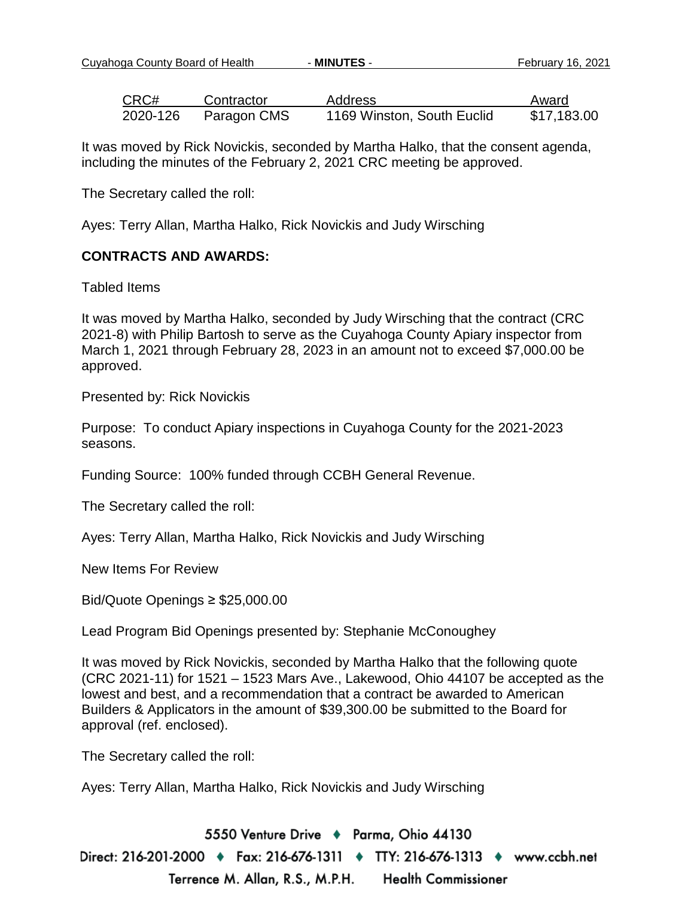| CRC# | Contractor | Address | Award |
|---|---|---|---|
| 2020-126 | Paragon CMS | 1169 Winston, South Euclid | $17,183.00 |

It was moved by Rick Novickis, seconded by Martha Halko, that the consent agenda, including the minutes of the February 2, 2021 CRC meeting be approved.

The Secretary called the roll:

Ayes: Terry Allan, Martha Halko, Rick Novickis and Judy Wirsching

**CONTRACTS AND AWARDS:**

Tabled Items

It was moved by Martha Halko, seconded by Judy Wirsching that the contract (CRC 2021-8) with Philip Bartosh to serve as the Cuyahoga County Apiary inspector from March 1, 2021 through February 28, 2023 in an amount not to exceed $7,000.00 be approved.

Presented by: Rick Novickis

Purpose: To conduct Apiary inspections in Cuyahoga County for the 2021-2023 seasons.

Funding Source: 100% funded through CCBH General Revenue.

The Secretary called the roll:

Ayes: Terry Allan, Martha Halko, Rick Novickis and Judy Wirsching

New Items For Review

Bid/Quote Openings ≥ $25,000.00

Lead Program Bid Openings presented by: Stephanie McConoughey

It was moved by Rick Novickis, seconded by Martha Halko that the following quote (CRC 2021-11) for 1521 – 1523 Mars Ave., Lakewood, Ohio 44107 be accepted as the lowest and best, and a recommendation that a contract be awarded to American Builders & Applicators in the amount of $39,300.00 be submitted to the Board for approval (ref. enclosed).

The Secretary called the roll:

Ayes: Terry Allan, Martha Halko, Rick Novickis and Judy Wirsching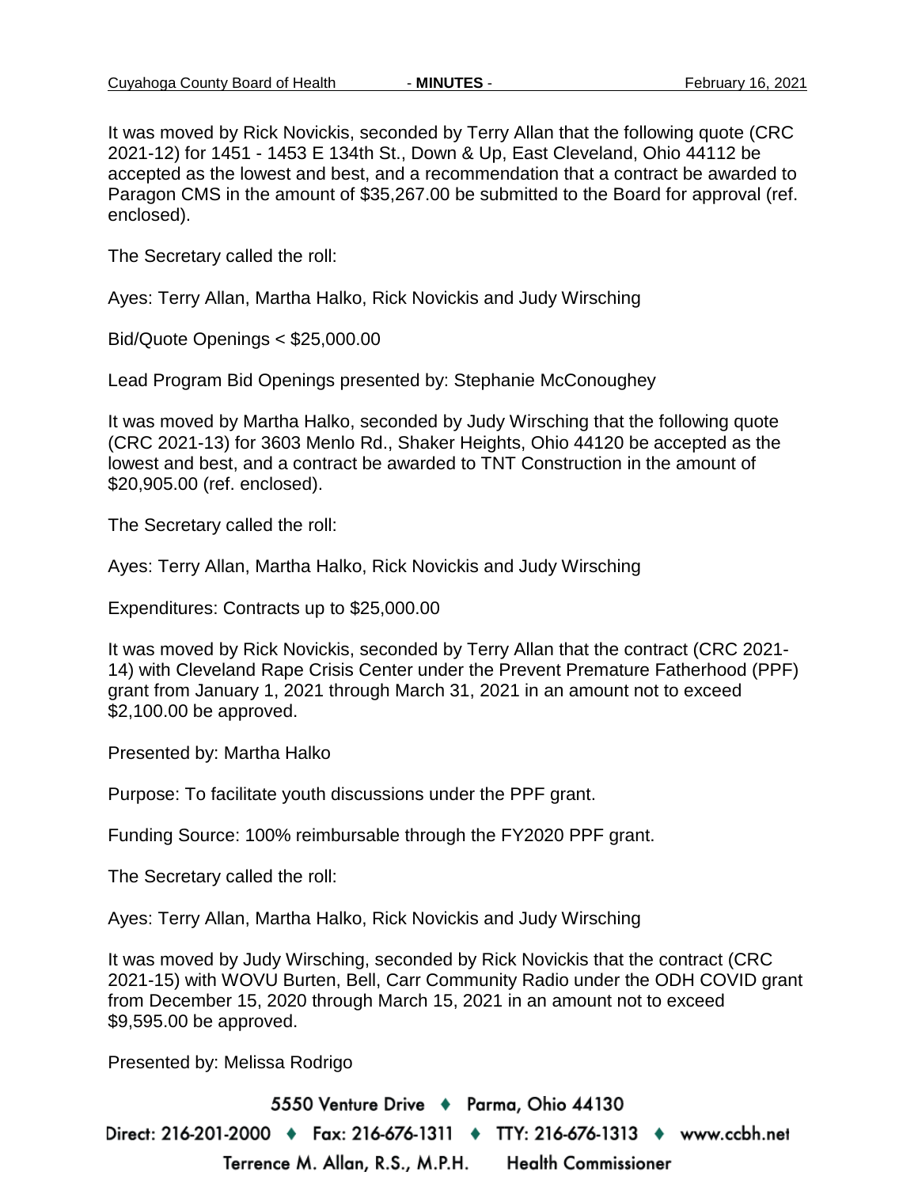It was moved by Rick Novickis, seconded by Terry Allan that the following quote (CRC 2021-12) for 1451 - 1453 E 134th St., Down & Up, East Cleveland, Ohio 44112 be accepted as the lowest and best, and a recommendation that a contract be awarded to Paragon CMS in the amount of $35,267.00 be submitted to the Board for approval (ref. enclosed).

The Secretary called the roll:

Ayes: Terry Allan, Martha Halko, Rick Novickis and Judy Wirsching

Bid/Quote Openings < $25,000.00

Lead Program Bid Openings presented by: Stephanie McConoughey

It was moved by Martha Halko, seconded by Judy Wirsching that the following quote (CRC 2021-13) for 3603 Menlo Rd., Shaker Heights, Ohio 44120 be accepted as the lowest and best, and a contract be awarded to TNT Construction in the amount of $20,905.00 (ref. enclosed).

The Secretary called the roll:

Ayes: Terry Allan, Martha Halko, Rick Novickis and Judy Wirsching

Expenditures: Contracts up to $25,000.00

It was moved by Rick Novickis, seconded by Terry Allan that the contract (CRC 2021-14) with Cleveland Rape Crisis Center under the Prevent Premature Fatherhood (PPF) grant from January 1, 2021 through March 31, 2021 in an amount not to exceed $2,100.00 be approved.

Presented by: Martha Halko

Purpose: To facilitate youth discussions under the PPF grant.

Funding Source: 100% reimbursable through the FY2020 PPF grant.

The Secretary called the roll:

Ayes: Terry Allan, Martha Halko, Rick Novickis and Judy Wirsching

It was moved by Judy Wirsching, seconded by Rick Novickis that the contract (CRC 2021-15) with WOVU Burten, Bell, Carr Community Radio under the ODH COVID grant from December 15, 2020 through March 15, 2021 in an amount not to exceed $9,595.00 be approved.

Presented by: Melissa Rodrigo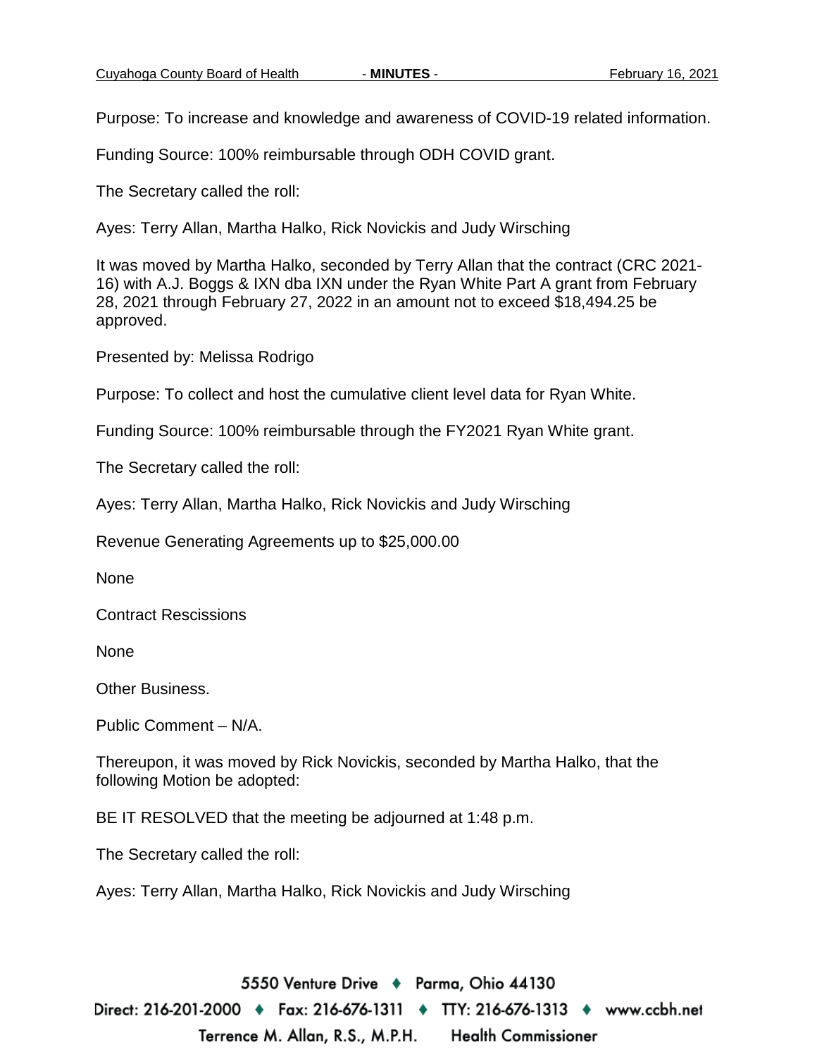Purpose: To increase and knowledge and awareness of COVID-19 related information.

Funding Source: 100% reimbursable through ODH COVID grant.

The Secretary called the roll:

Ayes: Terry Allan, Martha Halko, Rick Novickis and Judy Wirsching

It was moved by Martha Halko, seconded by Terry Allan that the contract (CRC 2021-16) with A.J. Boggs & IXN dba IXN under the Ryan White Part A grant from February 28, 2021 through February 27, 2022 in an amount not to exceed $18,494.25 be approved.

Presented by: Melissa Rodrigo

Purpose: To collect and host the cumulative client level data for Ryan White.

Funding Source: 100% reimbursable through the FY2021 Ryan White grant.

The Secretary called the roll:

Ayes: Terry Allan, Martha Halko, Rick Novickis and Judy Wirsching

Revenue Generating Agreements up to $25,000.00

None

Contract Rescissions

None

Other Business.

Public Comment – N/A.

Thereupon, it was moved by Rick Novickis, seconded by Martha Halko, that the following Motion be adopted:

BE IT RESOLVED that the meeting be adjourned at 1:48 p.m.

The Secretary called the roll:

Ayes: Terry Allan, Martha Halko, Rick Novickis and Judy Wirsching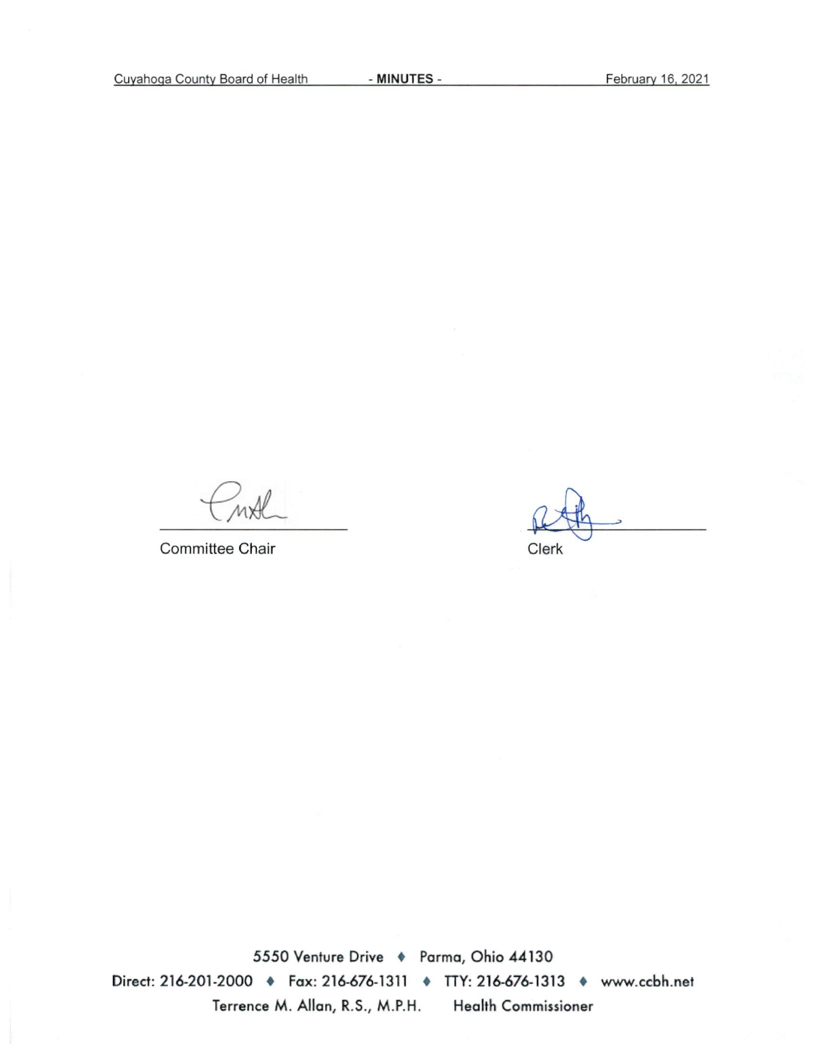Committee Chair

Clerk

5550 Venture Drive ♦ Parma, Ohio 44130

Direct: 216-201-2000 ♦ Fax: 216-676-1311 ♦ TTY: 216-676-1313 ♦ www.ccbh.net

Terrence M. Allan, R.S., M.P.H. Health Commissioner